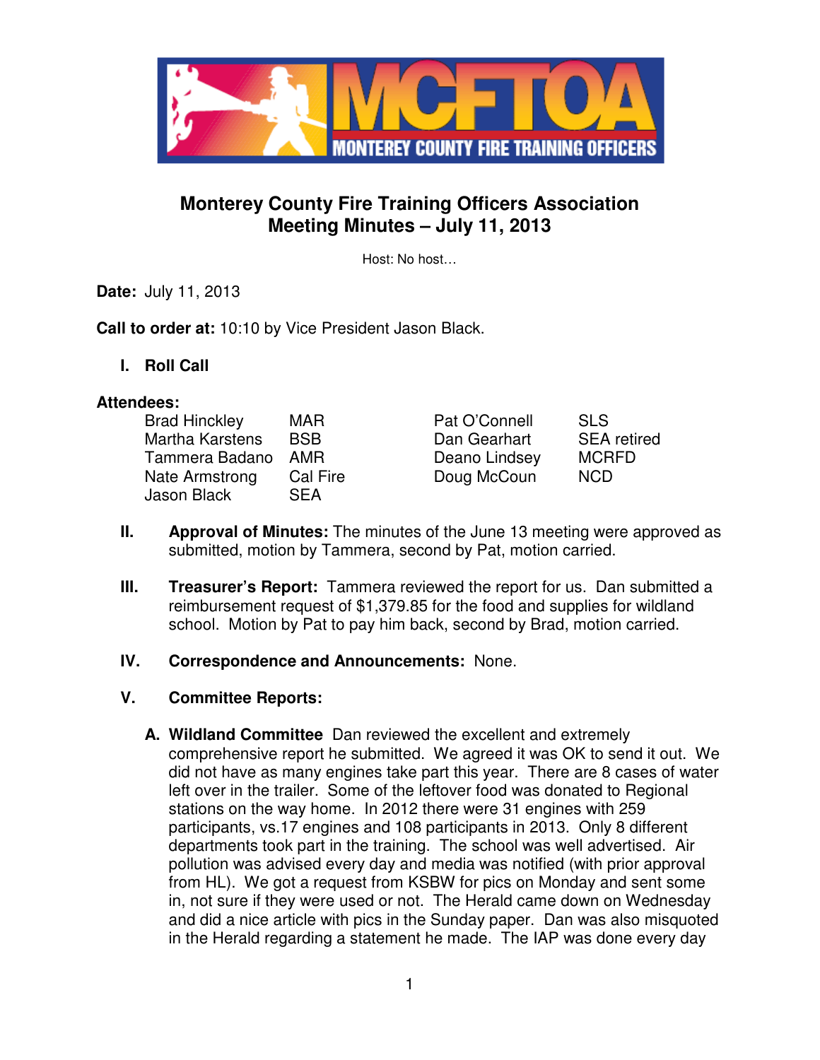# Monterey County Fire Training Officers Association
## Meeting Minutes – July 11, 2013

Host: No host…

**Date:** July 11, 2013

**Call to order at:** 10:10 by Vice President Jason Black.

**I. Roll Call**

**Attendees:**

| | | | |
|---|---|---|---|
| Brad Hinckley | MAR | Pat O'Connell | SLS |
| Martha Karstens | BSB | Dan Gearhart | SEA retired |
| Tammera Badano | AMR | Deano Lindsey | MCRFD |
| Nate Armstrong | Cal Fire | Doug McCoun | NCD |
| Jason Black | SEA | | |

**II. Approval of Minutes:** The minutes of the June 13 meeting were approved as submitted, motion by Tammera, second by Pat, motion carried.

**III. Treasurer's Report:** Tammera reviewed the report for us. Dan submitted a reimbursement request of $1,379.85 for the food and supplies for wildland school. Motion by Pat to pay him back, second by Brad, motion carried.

**IV. Correspondence and Announcements:** None.

**V. Committee Reports:**

**A. Wildland Committee** Dan reviewed the excellent and extremely comprehensive report he submitted. We agreed it was OK to send it out. We did not have as many engines take part this year. There are 8 cases of water left over in the trailer. Some of the leftover food was donated to Regional stations on the way home. In 2012 there were 31 engines with 259 participants, vs.17 engines and 108 participants in 2013. Only 8 different departments took part in the training. The school was well advertised. Air pollution was advised every day and media was notified (with prior approval from HL). We got a request from KSBW for pics on Monday and sent some in, not sure if they were used or not. The Herald came down on Wednesday and did a nice article with pics in the Sunday paper. Dan was also misquoted in the Herald regarding a statement he made. The IAP was done every day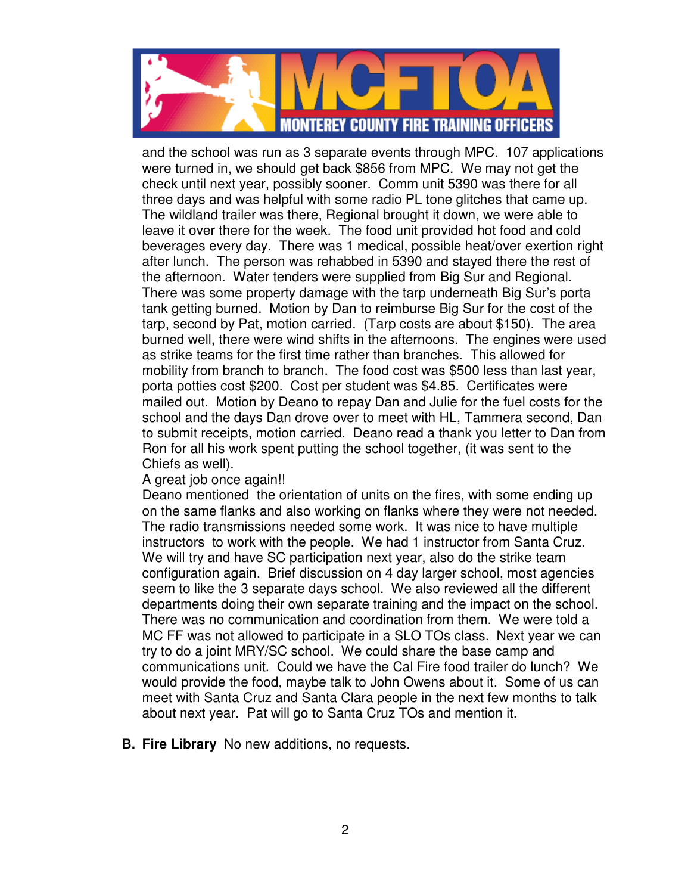and the school was run as 3 separate events through MPC. 107 applications were turned in, we should get back $856 from MPC. We may not get the check until next year, possibly sooner. Comm unit 5390 was there for all three days and was helpful with some radio PL tone glitches that came up. The wildland trailer was there, Regional brought it down, we were able to leave it over there for the week. The food unit provided hot food and cold beverages every day. There was 1 medical, possible heat/over exertion right after lunch. The person was rehabbed in 5390 and stayed there the rest of the afternoon. Water tenders were supplied from Big Sur and Regional. There was some property damage with the tarp underneath Big Sur's porta tank getting burned. Motion by Dan to reimburse Big Sur for the cost of the tarp, second by Pat, motion carried. (Tarp costs are about $150). The area burned well, there were wind shifts in the afternoons. The engines were used as strike teams for the first time rather than branches. This allowed for mobility from branch to branch. The food cost was $500 less than last year, porta potties cost $200. Cost per student was $4.85. Certificates were mailed out. Motion by Deano to repay Dan and Julie for the fuel costs for the school and the days Dan drove over to meet with HL, Tammera second, Dan to submit receipts, motion carried. Deano read a thank you letter to Dan from Ron for all his work spent putting the school together, (it was sent to the Chiefs as well).

A great job once again!!

Deano mentioned the orientation of units on the fires, with some ending up on the same flanks and also working on flanks where they were not needed. The radio transmissions needed some work. It was nice to have multiple instructors to work with the people. We had 1 instructor from Santa Cruz. We will try and have SC participation next year, also do the strike team configuration again. Brief discussion on 4 day larger school, most agencies seem to like the 3 separate days school. We also reviewed all the different departments doing their own separate training and the impact on the school. There was no communication and coordination from them. We were told a MC FF was not allowed to participate in a SLO TOs class. Next year we can try to do a joint MRY/SC school. We could share the base camp and communications unit. Could we have the Cal Fire food trailer do lunch? We would provide the food, maybe talk to John Owens about it. Some of us can meet with Santa Cruz and Santa Clara people in the next few months to talk about next year. Pat will go to Santa Cruz TOs and mention it.

**B. Fire Library** No new additions, no requests.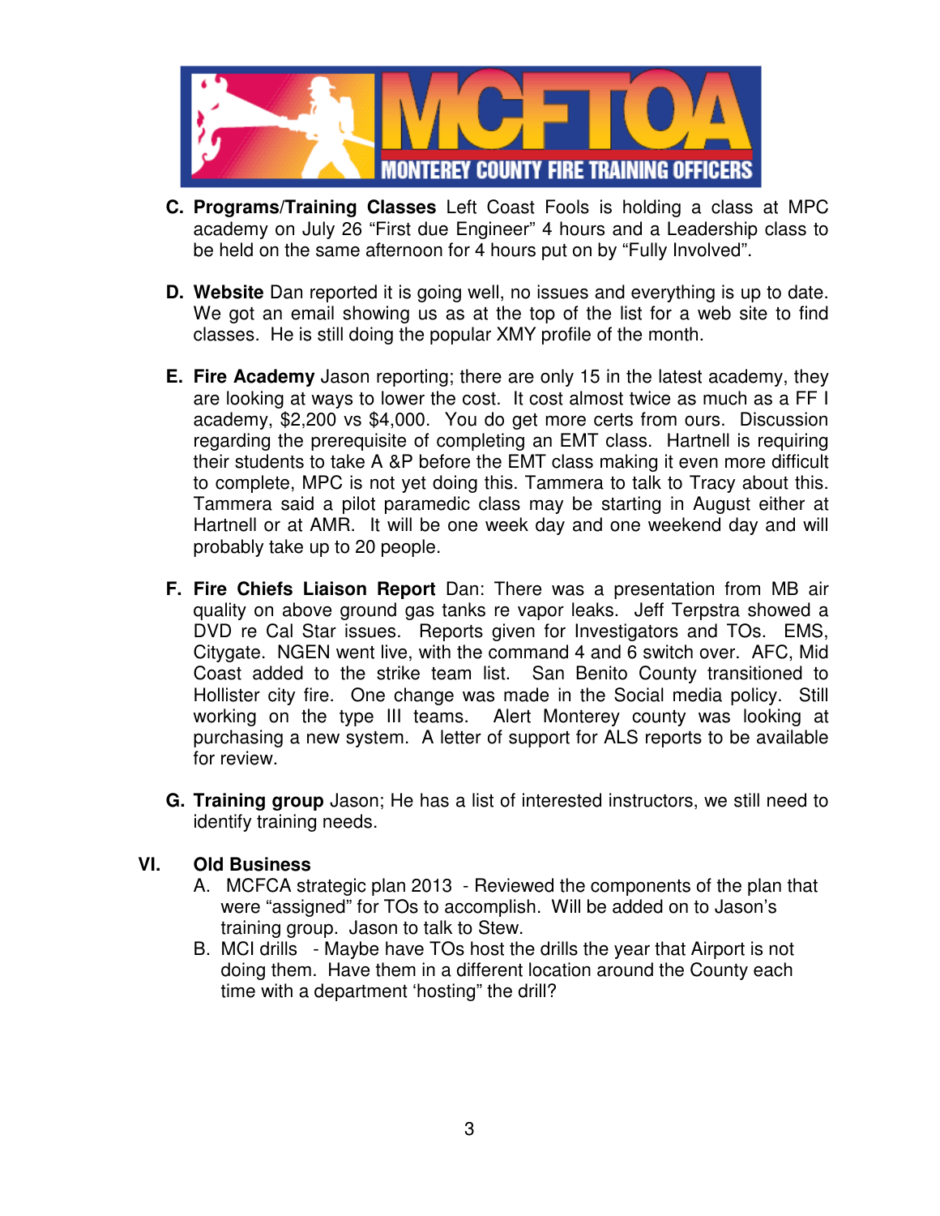C. **Programs/Training Classes** Left Coast Fools is holding a class at MPC academy on July 26 "First due Engineer" 4 hours and a Leadership class to be held on the same afternoon for 4 hours put on by "Fully Involved".

D. **Website** Dan reported it is going well, no issues and everything is up to date. We got an email showing us as at the top of the list for a web site to find classes. He is still doing the popular XMY profile of the month.

E. **Fire Academy** Jason reporting; there are only 15 in the latest academy, they are looking at ways to lower the cost. It cost almost twice as much as a FF I academy, $2,200 vs $4,000. You do get more certs from ours. Discussion regarding the prerequisite of completing an EMT class. Hartnell is requiring their students to take A &P before the EMT class making it even more difficult to complete, MPC is not yet doing this. Tammera to talk to Tracy about this. Tammera said a pilot paramedic class may be starting in August either at Hartnell or at AMR. It will be one week day and one weekend day and will probably take up to 20 people.

F. **Fire Chiefs Liaison Report** Dan: There was a presentation from MB air quality on above ground gas tanks re vapor leaks. Jeff Terpstra showed a DVD re Cal Star issues. Reports given for Investigators and TOs. EMS, Citygate. NGEN went live, with the command 4 and 6 switch over. AFC, Mid Coast added to the strike team list. San Benito County transitioned to Hollister city fire. One change was made in the Social media policy. Still working on the type III teams. Alert Monterey county was looking at purchasing a new system. A letter of support for ALS reports to be available for review.

G. **Training group** Jason; He has a list of interested instructors, we still need to identify training needs.

## VI. Old Business

A. MCFCA strategic plan 2013 - Reviewed the components of the plan that were "assigned" for TOs to accomplish. Will be added on to Jason's training group. Jason to talk to Stew.

B. MCI drills - Maybe have TOs host the drills the year that Airport is not doing them. Have them in a different location around the County each time with a department 'hosting" the drill?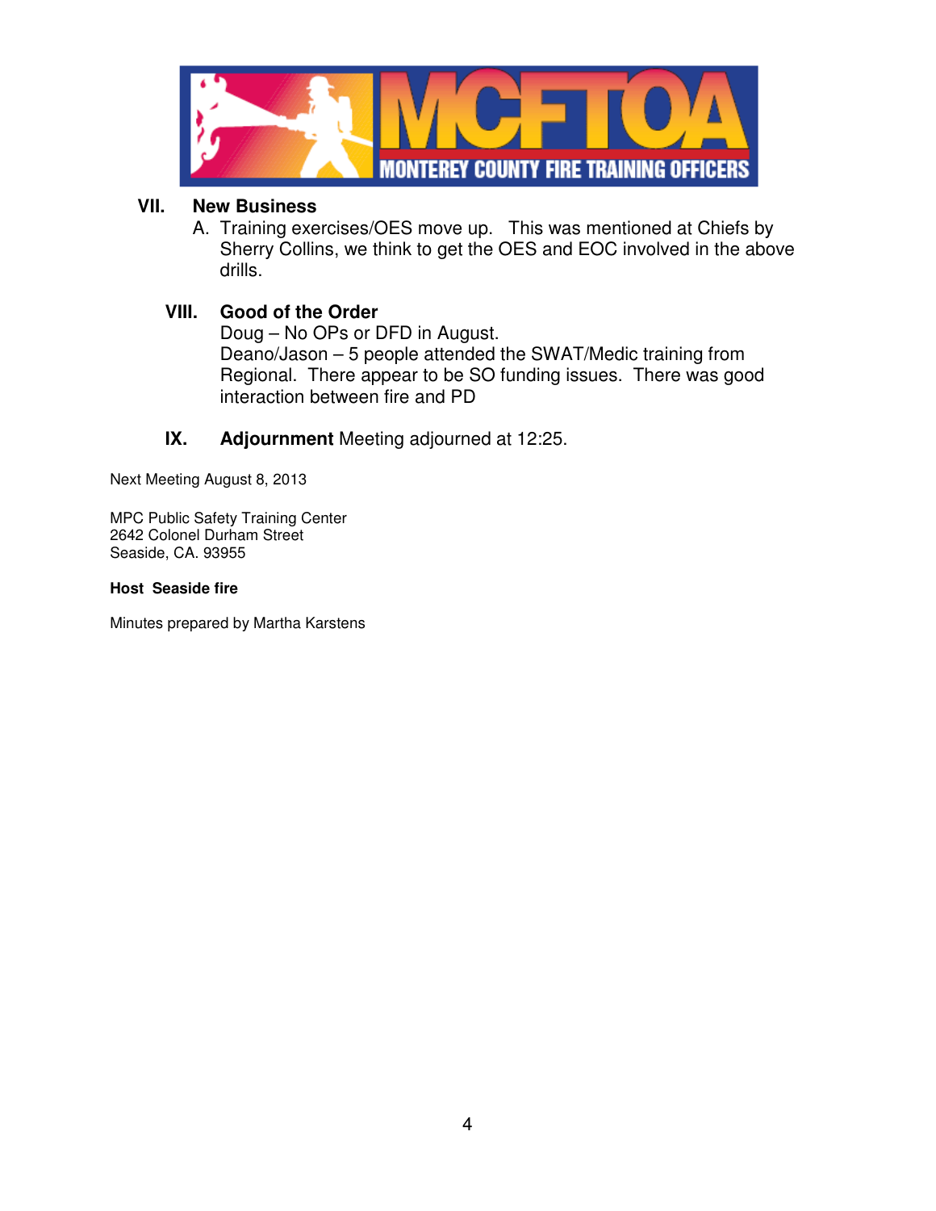**MCFTOA**
**MONTEREY COUNTY FIRE TRAINING OFFICERS**

## VII. New Business

A. Training exercises/OES move up. This was mentioned at Chiefs by Sherry Collins, we think to get the OES and EOC involved in the above drills.

## VIII. Good of the Order

Doug – No OPs or DFD in August.
Deano/Jason – 5 people attended the SWAT/Medic training from Regional. There appear to be SO funding issues. There was good interaction between fire and PD

## IX. Adjournment

**Adjournment** Meeting adjourned at 12:25.

Next Meeting August 8, 2013

MPC Public Safety Training Center
2642 Colonel Durham Street
Seaside, CA. 93955

**Host Seaside fire**

Minutes prepared by Martha Karstens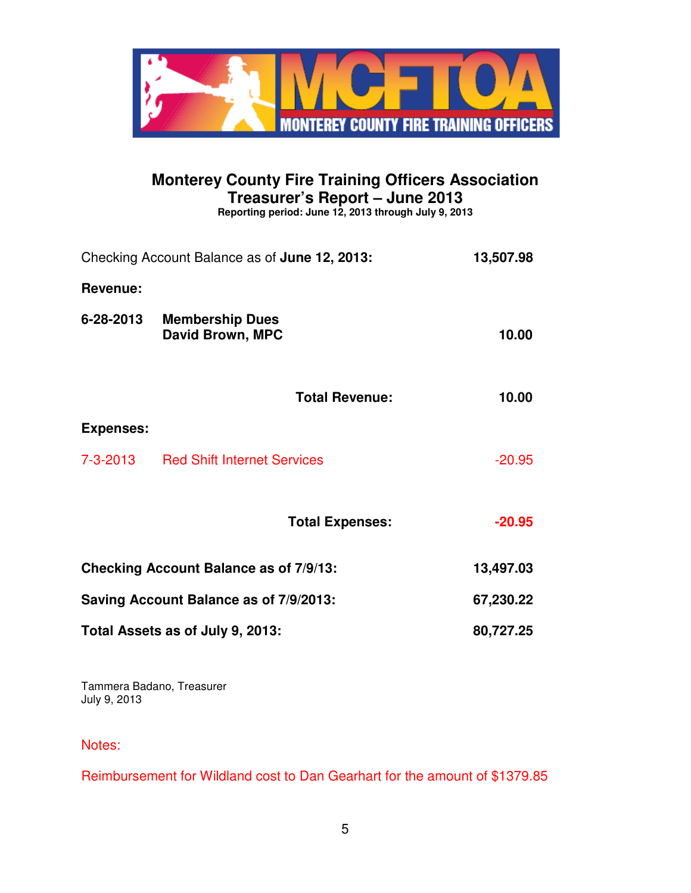# Monterey County Fire Training Officers Association

## Treasurer's Report – June 2013

**Reporting period: June 12, 2013 through July 9, 2013**

| | | |
|---|---|---|
| Checking Account Balance as of **June 12, 2013:** | | **13,507.98** |
| **Revenue:** | | |
| **6-28-2013** | **Membership Dues David Brown, MPC** | **10.00** |
| | **Total Revenue:** | **10.00** |
| **Expenses:** | | |
| 7-3-2013 | Red Shift Internet Services | -20.95 |
| | **Total Expenses:** | **-20.95** |
| **Checking Account Balance as of 7/9/13:** | | **13,497.03** |
| **Saving Account Balance as of 7/9/2013:** | | **67,230.22** |
| **Total Assets as of July 9, 2013:** | | **80,727.25** |

Tammera Badano, Treasurer
July 9, 2013

Notes:

Reimbursement for Wildland cost to Dan Gearhart for the amount of $1379.85